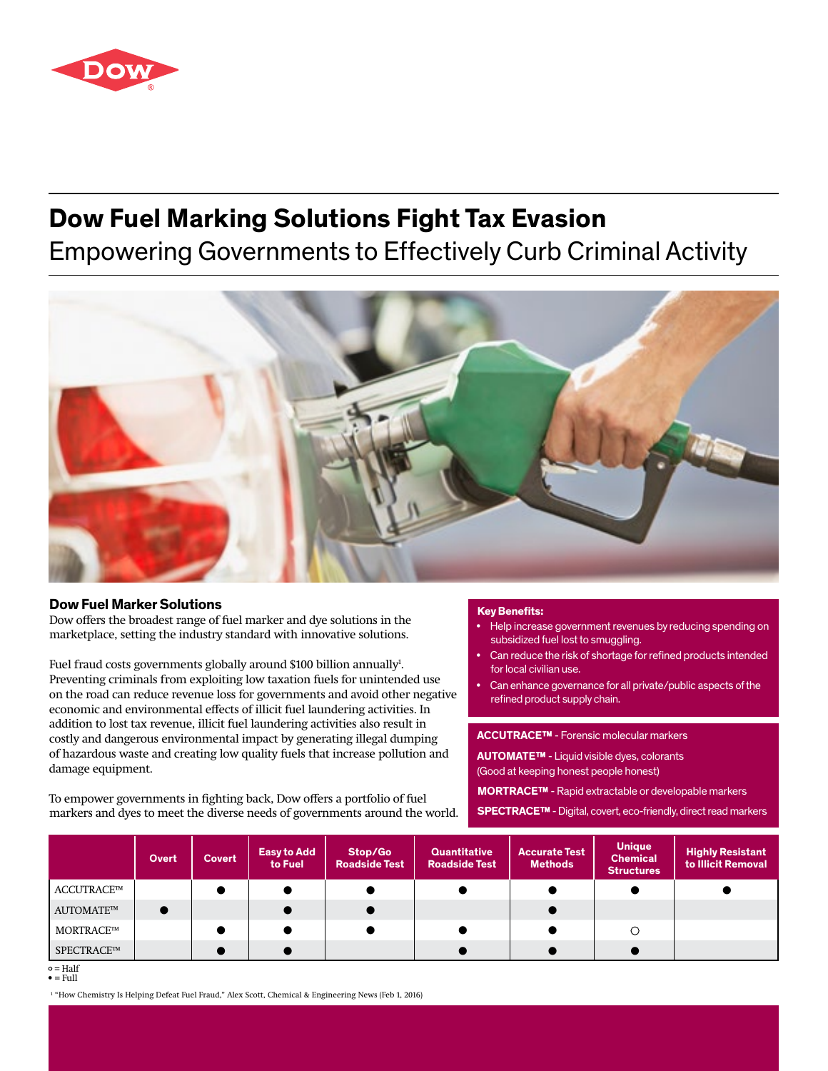# Dow Fuel Marking Solutions Fight Tax Evasion

## Empowering Governments to Effectively Curb Criminal Activity

### Dow Fuel Marker Solutions

Dow offers the broadest range of fuel marker and dye solutions in the marketplace, setting the industry standard with innovative solutions.

Fuel fraud costs governments globally around $100 billion annually[1]. Preventing criminals from exploiting low taxation fuels for unintended use on the road can reduce revenue loss for governments and avoid other negative economic and environmental effects of illicit fuel laundering activities. In addition to lost tax revenue, illicit fuel laundering activities also result in costly and dangerous environmental impact by generating illegal dumping of hazardous waste and creating low quality fuels that increase pollution and damage equipment.

To empower governments in fighting back, Dow offers a portfolio of fuel markers and dyes to meet the diverse needs of governments around the world.

**Key Benefits:**

- Help increase government revenues by reducing spending on subsidized fuel lost to smuggling.
- Can reduce the risk of shortage for refined products intended for local civilian use.
- Can enhance governance for all private/public aspects of the refined product supply chain.

**ACCUTRACE™** - Forensic molecular markers

**AUTOMATE™** - Liquid visible dyes, colorants (Good at keeping honest people honest)

**MORTRACE™** - Rapid extractable or developable markers

**SPECTRACE™** - Digital, covert, eco-friendly, direct read markers

| | Overt | Covert | Easy to Add to Fuel | Stop/Go Roadside Test | Quantitative Roadside Test | Accurate Test Methods | Unique Chemical Structures | Highly Resistant to Illicit Removal |
|---|---|---|---|---|---|---|---|---|
| ACCUTRACE™ | | ● | ● | ● | ● | ● | ● | ● |
| AUTOMATE™ | ● | | ● | ● | | ● | | |
| MORTRACE™ | | ● | ● | ● | ● | ● | ○ | |
| SPECTRACE™ | | ● | ● | | ● | ● | ● | |

○ = Half
● = Full

[1] "How Chemistry Is Helping Defeat Fuel Fraud," Alex Scott, Chemical & Engineering News (Feb 1, 2016)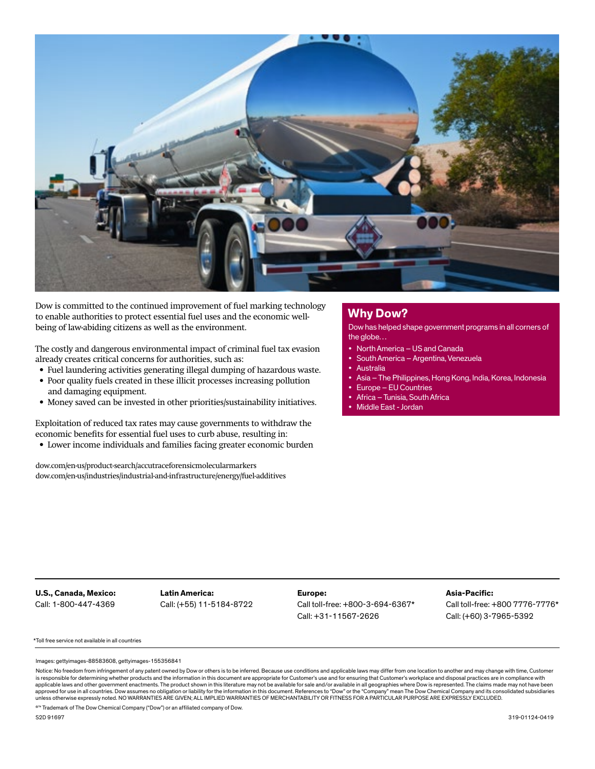Dow is committed to the continued improvement of fuel marking technology to enable authorities to protect essential fuel uses and the economic well-being of law-abiding citizens as well as the environment.

The costly and dangerous environmental impact of criminal fuel tax evasion already creates critical concerns for authorities, such as:

- Fuel laundering activities generating illegal dumping of hazardous waste.
- Poor quality fuels created in these illicit processes increasing pollution and damaging equipment.
- Money saved can be invested in other priorities/sustainability initiatives.

Exploitation of reduced tax rates may cause governments to withdraw the economic benefits for essential fuel uses to curb abuse, resulting in:

- Lower income individuals and families facing greater economic burden

dow.com/en-us/product-search/accutraceforensicmolecularmarkers
dow.com/en-us/industries/industrial-and-infrastructure/energy/fuel-additives

## Why Dow?

Dow has helped shape government programs in all corners of the globe…

- North America – US and Canada
- South America – Argentina, Venezuela
- Australia
- Asia – The Philippines, Hong Kong, India, Korea, Indonesia
- Europe – EU Countries
- Africa – Tunisia, South Africa
- Middle East - Jordan

**U.S., Canada, Mexico:**
Call: 1-800-447-4369

**Latin America:**
Call: (+55) 11-5184-8722

**Europe:**
Call toll-free: +800-3-694-6367*
Call: +31-11567-2626

**Asia-Pacific:**
Call toll-free: +800 7776-7776*
Call: (+60) 3-7965-5392

*Toll free service not available in all countries

Images: gettyimages-88583608, gettyimages-155356841

Notice: No freedom from infringement of any patent owned by Dow or others is to be inferred. Because use conditions and applicable laws may differ from one location to another and may change with time, Customer is responsible for determining whether products and the information in this document are appropriate for Customer's use and for ensuring that Customer's workplace and disposal practices are in compliance with applicable laws and other government enactments. The product shown in this literature may not be available for sale and/or available in all geographies where Dow is represented. The claims made may not have been approved for use in all countries. Dow assumes no obligation or liability for the information in this document. References to "Dow" or the "Company" mean The Dow Chemical Company and its consolidated subsidiaries unless otherwise expressly noted. NO WARRANTIES ARE GIVEN; ALL IMPLIED WARRANTIES OF MERCHANTABILITY OR FITNESS FOR A PARTICULAR PURPOSE ARE EXPRESSLY EXCLUDED.

®™ Trademark of The Dow Chemical Company ("Dow") or an affiliated company of Dow.

S2D 91697

319-01124-0419